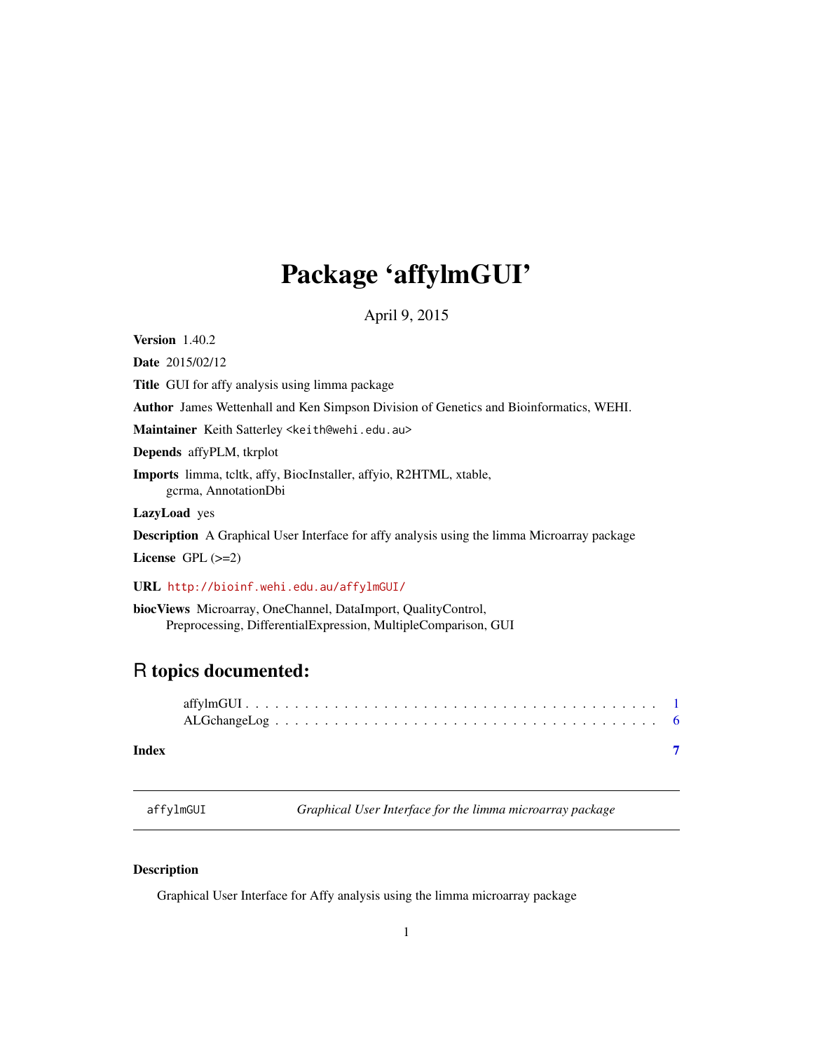# Package 'affylmGUI'

April 9, 2015

**Version** 1.40.2

**Date** 2015/02/12

**Title** GUI for affy analysis using limma package

**Author** James Wettenhall and Ken Simpson Division of Genetics and Bioinformatics, WEHI.

**Maintainer** Keith Satterley <keith@wehi.edu.au>

**Depends** affyPLM, tkrplot

**Imports** limma, tcltk, affy, BiocInstaller, affyio, R2HTML, xtable, gcrma, AnnotationDbi

**LazyLoad** yes

**Description** A Graphical User Interface for affy analysis using the limma Microarray package

**License** GPL (>=2)

**URL** http://bioinf.wehi.edu.au/affylmGUI/

**biocViews** Microarray, OneChannel, DataImport, QualityControl, Preprocessing, DifferentialExpression, MultipleComparison, GUI

## R topics documented:

- affylmGUI . . . . . . . . . . . . . . . . . . . . . . . . . . . . . . . . . . . . . . . . . 1
- ALGchangeLog . . . . . . . . . . . . . . . . . . . . . . . . . . . . . . . . . . . . . . 6

**Index** 7

---

`affylmGUI` *Graphical User Interface for the limma microarray package*

---

### Description

Graphical User Interface for Affy analysis using the limma microarray package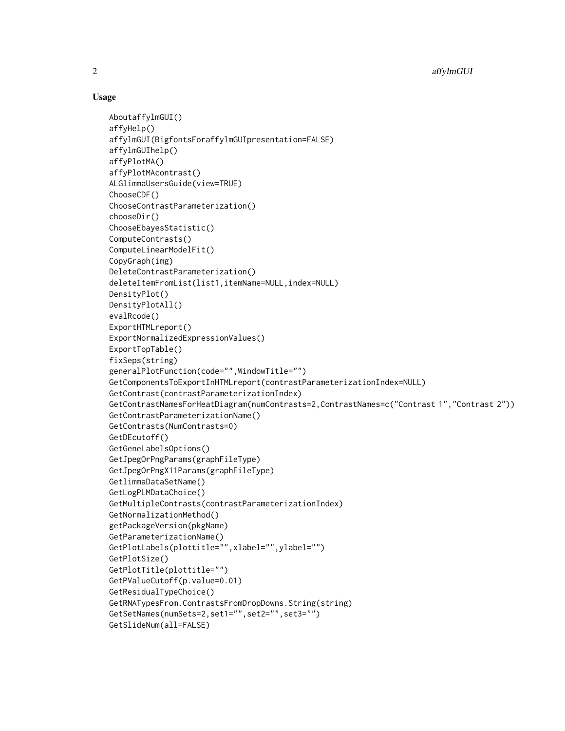## Usage

```
AboutaffylmGUI()
affyHelp()
affylmGUI(BigfontsForaffylmGUIpresentation=FALSE)
affylmGUIhelp()
affyPlotMA()
affyPlotMAcontrast()
ALGlimmaUsersGuide(view=TRUE)
ChooseCDF()
ChooseContrastParameterization()
chooseDir()
ChooseEbayesStatistic()
ComputeContrasts()
ComputeLinearModelFit()
CopyGraph(img)
DeleteContrastParameterization()
deleteItemFromList(list1,itemName=NULL,index=NULL)
DensityPlot()
DensityPlotAll()
evalRcode()
ExportHTMLreport()
ExportNormalizedExpressionValues()
ExportTopTable()
fixSeps(string)
generalPlotFunction(code="",WindowTitle="")
GetComponentsToExportInHTMLreport(contrastParameterizationIndex=NULL)
GetContrast(contrastParameterizationIndex)
GetContrastNamesForHeatDiagram(numContrasts=2,ContrastNames=c("Contrast 1","Contrast 2"))
GetContrastParameterizationName()
GetContrasts(NumContrasts=0)
GetDEcutoff()
GetGeneLabelsOptions()
GetJpegOrPngParams(graphFileType)
GetJpegOrPngX11Params(graphFileType)
GetlimmaDataSetName()
GetLogPLMDataChoice()
GetMultipleContrasts(contrastParameterizationIndex)
GetNormalizationMethod()
getPackageVersion(pkgName)
GetParameterizationName()
GetPlotLabels(plottitle="",xlabel="",ylabel="")
GetPlotSize()
GetPlotTitle(plottitle="")
GetPValueCutoff(p.value=0.01)
GetResidualTypeChoice()
GetRNATypesFrom.ContrastsFromDropDowns.String(string)
GetSetNames(numSets=2,set1="",set2="",set3="")
GetSlideNum(all=FALSE)
```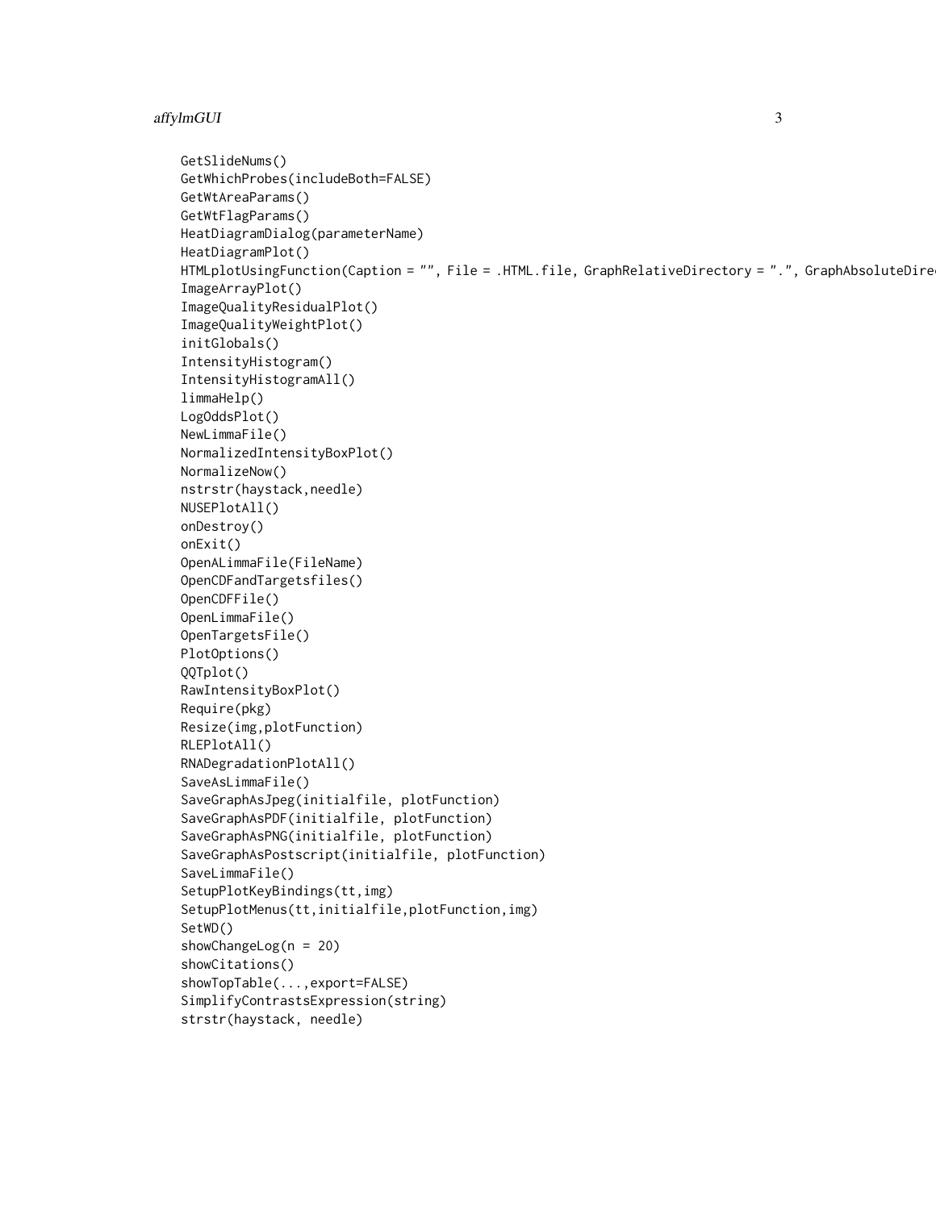```
GetSlideNums()
GetWhichProbes(includeBoth=FALSE)
GetWtAreaParams()
GetWtFlagParams()
HeatDiagramDialog(parameterName)
HeatDiagramPlot()
HTMLplotUsingFunction(Caption = "", File = .HTML.file, GraphRelativeDirectory = ".", GraphAbsoluteDire
ImageArrayPlot()
ImageQualityResidualPlot()
ImageQualityWeightPlot()
initGlobals()
IntensityHistogram()
IntensityHistogramAll()
limmaHelp()
LogOddsPlot()
NewLimmaFile()
NormalizedIntensityBoxPlot()
NormalizeNow()
nstrstr(haystack,needle)
NUSEPlotAll()
onDestroy()
onExit()
OpenALimmaFile(FileName)
OpenCDFandTargetsfiles()
OpenCDFFile()
OpenLimmaFile()
OpenTargetsFile()
PlotOptions()
QQTplot()
RawIntensityBoxPlot()
Require(pkg)
Resize(img,plotFunction)
RLEPlotAll()
RNADegradationPlotAll()
SaveAsLimmaFile()
SaveGraphAsJpeg(initialfile, plotFunction)
SaveGraphAsPDF(initialfile, plotFunction)
SaveGraphAsPNG(initialfile, plotFunction)
SaveGraphAsPostscript(initialfile, plotFunction)
SaveLimmaFile()
SetupPlotKeyBindings(tt,img)
SetupPlotMenus(tt,initialfile,plotFunction,img)
SetWD()
showChangeLog(n = 20)
showCitations()
showTopTable(...,export=FALSE)
SimplifyContrastsExpression(string)
strstr(haystack, needle)
```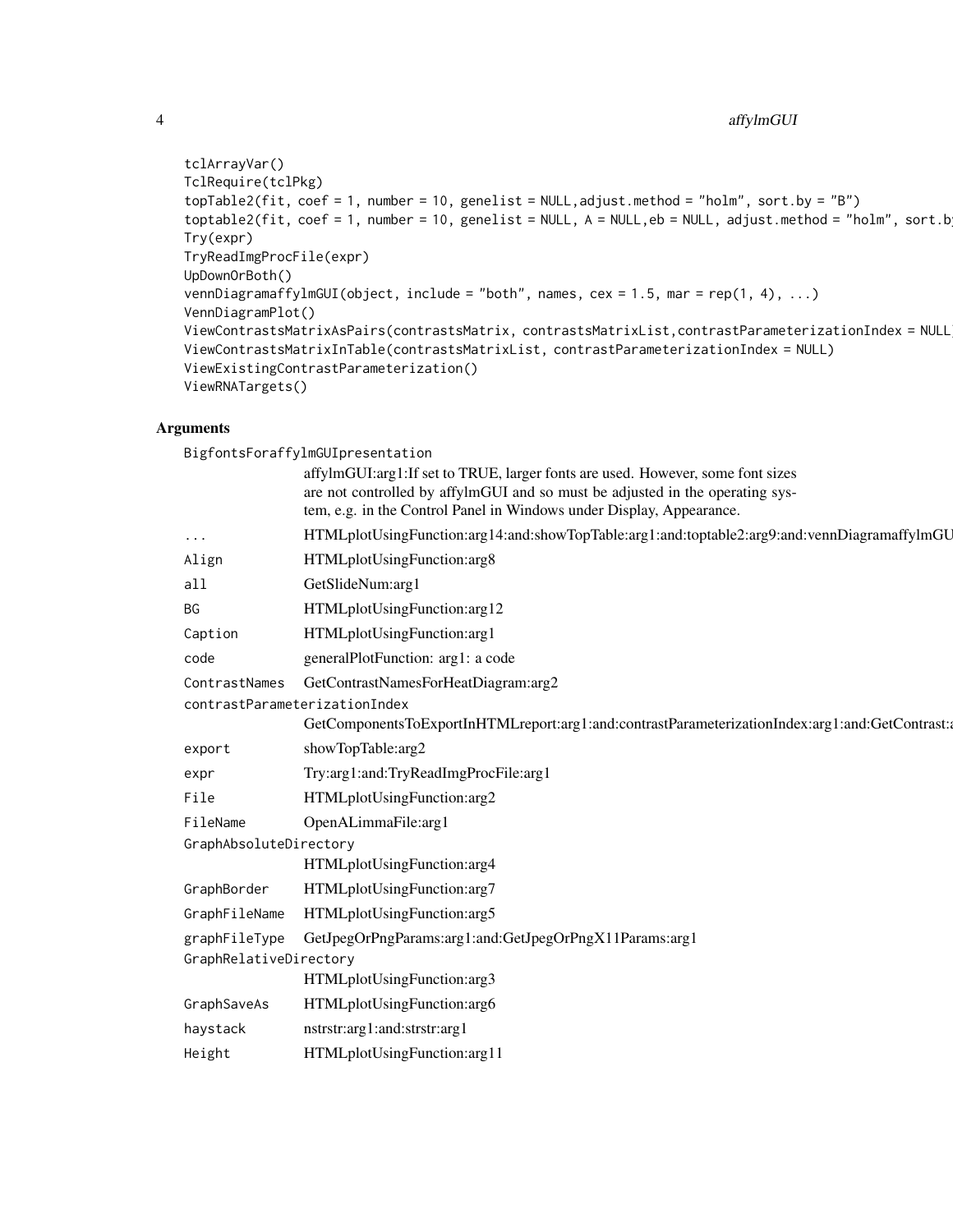```
tclArrayVar()
TclRequire(tclPkg)
topTable2(fit, coef = 1, number = 10, genelist = NULL,adjust.method = "holm", sort.by = "B")
toptable2(fit, coef = 1, number = 10, genelist = NULL, A = NULL,eb = NULL, adjust.method = "holm", sort.b
Try(expr)
TryReadImgProcFile(expr)
UpDownOrBoth()
vennDiagramaffylmGUI(object, include = "both", names, cex = 1.5, mar = rep(1, 4), ...)
VennDiagramPlot()
ViewContrastsMatrixAsPairs(contrastsMatrix, contrastsMatrixList,contrastParameterizationIndex = NULL
ViewContrastsMatrixInTable(contrastsMatrixList, contrastParameterizationIndex = NULL)
ViewExistingContrastParameterization()
ViewRNATargets()
```

## Arguments

| | |
|---|---|
| BigfontsForaffylmGUIpresentation | affylmGUI:arg1:If set to TRUE, larger fonts are used. However, some font sizes are not controlled by affylmGUI and so must be adjusted in the operating system, e.g. in the Control Panel in Windows under Display, Appearance. |
| ... | HTMLplotUsingFunction:arg14:and:showTopTable:arg1:and:toptable2:arg9:and:vennDiagramaffylmGU |
| Align | HTMLplotUsingFunction:arg8 |
| all | GetSlideNum:arg1 |
| BG | HTMLplotUsingFunction:arg12 |
| Caption | HTMLplotUsingFunction:arg1 |
| code | generalPlotFunction: arg1: a code |
| ContrastNames | GetContrastNamesForHeatDiagram:arg2 |
| contrastParameterizationIndex | GetComponentsToExportInHTMLreport:arg1:and:contrastParameterizationIndex:arg1:and:GetContrast: |
| export | showTopTable:arg2 |
| expr | Try:arg1:and:TryReadImgProcFile:arg1 |
| File | HTMLplotUsingFunction:arg2 |
| FileName | OpenALimmaFile:arg1 |
| GraphAbsoluteDirectory | HTMLplotUsingFunction:arg4 |
| GraphBorder | HTMLplotUsingFunction:arg7 |
| GraphFileName | HTMLplotUsingFunction:arg5 |
| graphFileType | GetJpegOrPngParams:arg1:and:GetJpegOrPngX11Params:arg1 |
| GraphRelativeDirectory | HTMLplotUsingFunction:arg3 |
| GraphSaveAs | HTMLplotUsingFunction:arg6 |
| haystack | nstrstr:arg1:and:strstr:arg1 |
| Height | HTMLplotUsingFunction:arg11 |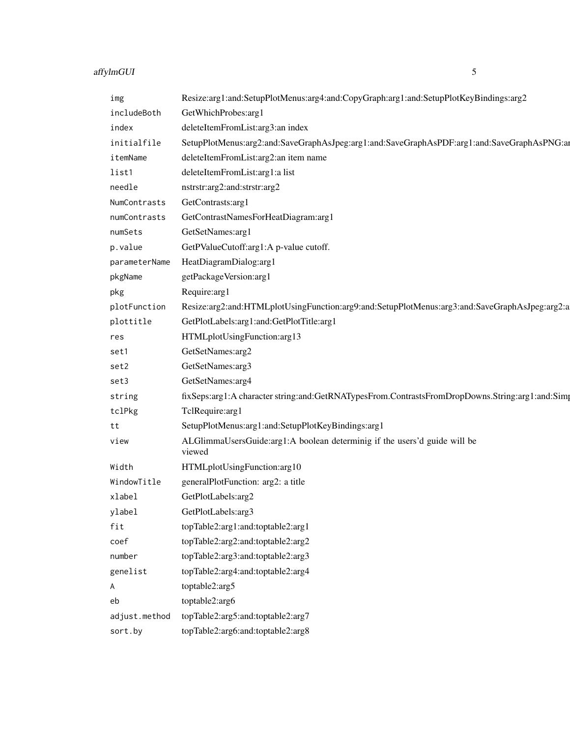| | |
|---|---|
| img | Resize:arg1:and:SetupPlotMenus:arg4:and:CopyGraph:arg1:and:SetupPlotKeyBindings:arg2 |
| includeBoth | GetWhichProbes:arg1 |
| index | deleteItemFromList:arg3:an index |
| initialfile | SetupPlotMenus:arg2:and:SaveGraphAsJpeg:arg1:and:SaveGraphAsPDF:arg1:and:SaveGraphAsPNG:ar |
| itemName | deleteItemFromList:arg2:an item name |
| list1 | deleteItemFromList:arg1:a list |
| needle | nstrstr:arg2:and:strstr:arg2 |
| NumContrasts | GetContrasts:arg1 |
| numContrasts | GetContrastNamesForHeatDiagram:arg1 |
| numSets | GetSetNames:arg1 |
| p.value | GetPValueCutoff:arg1:A p-value cutoff. |
| parameterName | HeatDiagramDialog:arg1 |
| pkgName | getPackageVersion:arg1 |
| pkg | Require:arg1 |
| plotFunction | Resize:arg2:and:HTMLplotUsingFunction:arg9:and:SetupPlotMenus:arg3:and:SaveGraphAsJpeg:arg2:a |
| plottitle | GetPlotLabels:arg1:and:GetPlotTitle:arg1 |
| res | HTMLplotUsingFunction:arg13 |
| set1 | GetSetNames:arg2 |
| set2 | GetSetNames:arg3 |
| set3 | GetSetNames:arg4 |
| string | fixSeps:arg1:A character string:and:GetRNATypesFrom.ContrastsFromDropDowns.String:arg1:and:Simp |
| tclPkg | TclRequire:arg1 |
| tt | SetupPlotMenus:arg1:and:SetupPlotKeyBindings:arg1 |
| view | ALGlimmaUsersGuide:arg1:A boolean determinig if the users'd guide will be viewed |
| Width | HTMLplotUsingFunction:arg10 |
| WindowTitle | generalPlotFunction: arg2: a title |
| xlabel | GetPlotLabels:arg2 |
| ylabel | GetPlotLabels:arg3 |
| fit | topTable2:arg1:and:toptable2:arg1 |
| coef | topTable2:arg2:and:toptable2:arg2 |
| number | topTable2:arg3:and:toptable2:arg3 |
| genelist | topTable2:arg4:and:toptable2:arg4 |
| A | toptable2:arg5 |
| eb | toptable2:arg6 |
| adjust.method | topTable2:arg5:and:toptable2:arg7 |
| sort.by | topTable2:arg6:and:toptable2:arg8 |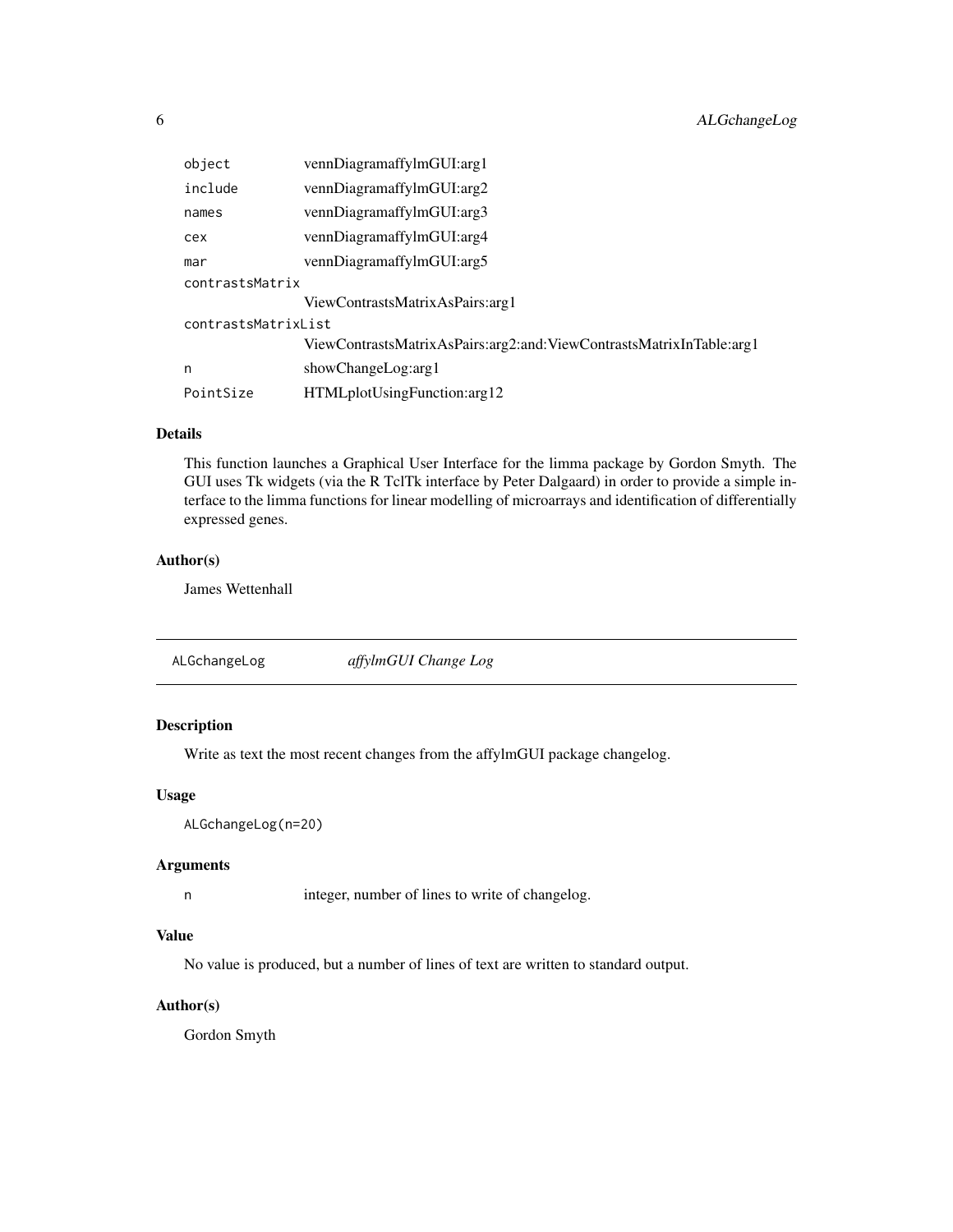| | |
|---|---|
| `object` | vennDiagramaffylmGUI:arg1 |
| `include` | vennDiagramaffylmGUI:arg2 |
| `names` | vennDiagramaffylmGUI:arg3 |
| `cex` | vennDiagramaffylmGUI:arg4 |
| `mar` | vennDiagramaffylmGUI:arg5 |
| `contrastsMatrix` | ViewContrastsMatrixAsPairs:arg1 |
| `contrastsMatrixList` | ViewContrastsMatrixAsPairs:arg2:and:ViewContrastsMatrixInTable:arg1 |
| `n` | showChangeLog:arg1 |
| `PointSize` | HTMLplotUsingFunction:arg12 |

### Details

This function launches a Graphical User Interface for the limma package by Gordon Smyth. The GUI uses Tk widgets (via the R TclTk interface by Peter Dalgaard) in order to provide a simple interface to the limma functions for linear modelling of microarrays and identification of differentially expressed genes.

### Author(s)

James Wettenhall

---

## `ALGchangeLog` *affylmGUI Change Log*

---

### Description

Write as text the most recent changes from the affylmGUI package changelog.

### Usage

```
ALGchangeLog(n=20)
```

### Arguments

| | |
|---|---|
| `n` | integer, number of lines to write of changelog. |

### Value

No value is produced, but a number of lines of text are written to standard output.

### Author(s)

Gordon Smyth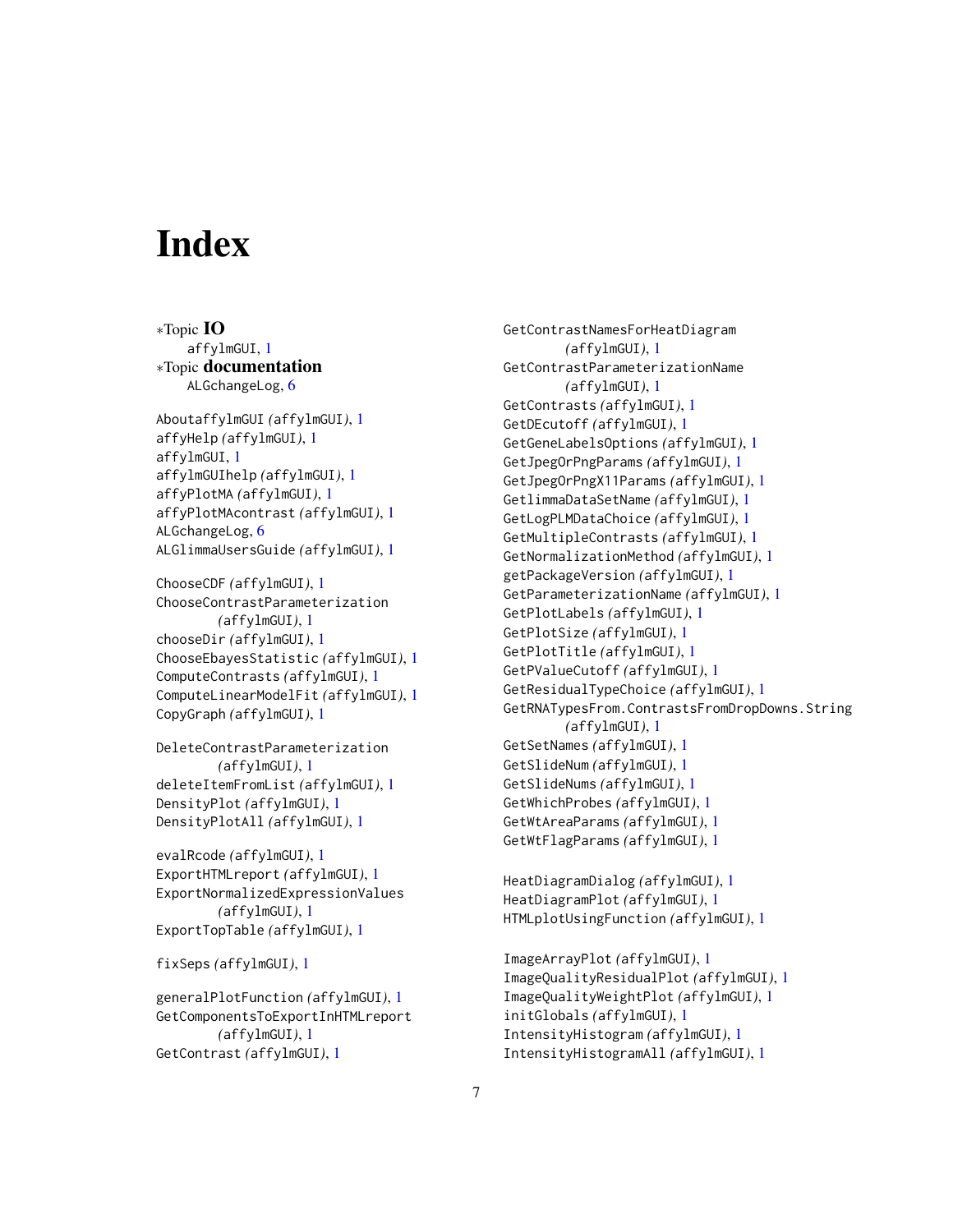# Index

*Topic **IO**

affylmGUI, 1

*Topic **documentation**

ALGchangeLog, 6

AboutaffylmGUI *(affylmGUI)*, 1
affyHelp *(affylmGUI)*, 1
affylmGUI, 1
affylmGUIhelp *(affylmGUI)*, 1
affyPlotMA *(affylmGUI)*, 1
affyPlotMAcontrast *(affylmGUI)*, 1
ALGchangeLog, 6
ALGlimmaUsersGuide *(affylmGUI)*, 1

ChooseCDF *(affylmGUI)*, 1
ChooseContrastParameterization *(affylmGUI)*, 1
chooseDir *(affylmGUI)*, 1
ChooseEbayesStatistic *(affylmGUI)*, 1
ComputeContrasts *(affylmGUI)*, 1
ComputeLinearModelFit *(affylmGUI)*, 1
CopyGraph *(affylmGUI)*, 1

DeleteContrastParameterization *(affylmGUI)*, 1
deleteItemFromList *(affylmGUI)*, 1
DensityPlot *(affylmGUI)*, 1
DensityPlotAll *(affylmGUI)*, 1

evalRcode *(affylmGUI)*, 1
ExportHTMLreport *(affylmGUI)*, 1
ExportNormalizedExpressionValues *(affylmGUI)*, 1
ExportTopTable *(affylmGUI)*, 1

fixSeps *(affylmGUI)*, 1

generalPlotFunction *(affylmGUI)*, 1
GetComponentsToExportInHTMLreport *(affylmGUI)*, 1
GetContrast *(affylmGUI)*, 1
GetContrastNamesForHeatDiagram *(affylmGUI)*, 1
GetContrastParameterizationName *(affylmGUI)*, 1
GetContrasts *(affylmGUI)*, 1
GetDEcutoff *(affylmGUI)*, 1
GetGeneLabelsOptions *(affylmGUI)*, 1
GetJpegOrPngParams *(affylmGUI)*, 1
GetJpegOrPngX11Params *(affylmGUI)*, 1
GetlimmaDataSetName *(affylmGUI)*, 1
GetLogPLMDataChoice *(affylmGUI)*, 1
GetMultipleContrasts *(affylmGUI)*, 1
GetNormalizationMethod *(affylmGUI)*, 1
getPackageVersion *(affylmGUI)*, 1
GetParameterizationName *(affylmGUI)*, 1
GetPlotLabels *(affylmGUI)*, 1
GetPlotSize *(affylmGUI)*, 1
GetPlotTitle *(affylmGUI)*, 1
GetPValueCutoff *(affylmGUI)*, 1
GetResidualTypeChoice *(affylmGUI)*, 1
GetRNATypesFrom.ContrastsFromDropDowns.String *(affylmGUI)*, 1
GetSetNames *(affylmGUI)*, 1
GetSlideNum *(affylmGUI)*, 1
GetSlideNums *(affylmGUI)*, 1
GetWhichProbes *(affylmGUI)*, 1
GetWtAreaParams *(affylmGUI)*, 1
GetWtFlagParams *(affylmGUI)*, 1

HeatDiagramDialog *(affylmGUI)*, 1
HeatDiagramPlot *(affylmGUI)*, 1
HTMLplotUsingFunction *(affylmGUI)*, 1

ImageArrayPlot *(affylmGUI)*, 1
ImageQualityResidualPlot *(affylmGUI)*, 1
ImageQualityWeightPlot *(affylmGUI)*, 1
initGlobals *(affylmGUI)*, 1
IntensityHistogram *(affylmGUI)*, 1
IntensityHistogramAll *(affylmGUI)*, 1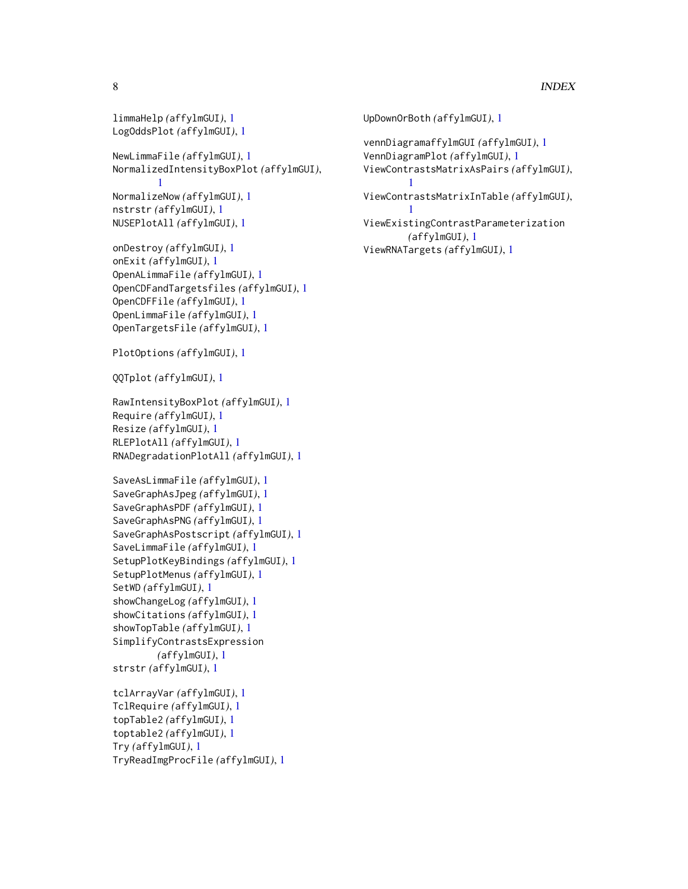limmaHelp *(affylmGUI)*, 1
LogOddsPlot *(affylmGUI)*, 1

NewLimmaFile *(affylmGUI)*, 1
NormalizedIntensityBoxPlot *(affylmGUI)*, 1
NormalizeNow *(affylmGUI)*, 1
nstrstr *(affylmGUI)*, 1
NUSEPlotAll *(affylmGUI)*, 1

onDestroy *(affylmGUI)*, 1
onExit *(affylmGUI)*, 1
OpenALimmaFile *(affylmGUI)*, 1
OpenCDFandTargetsfiles *(affylmGUI)*, 1
OpenCDFFile *(affylmGUI)*, 1
OpenLimmaFile *(affylmGUI)*, 1
OpenTargetsFile *(affylmGUI)*, 1

PlotOptions *(affylmGUI)*, 1

QQTplot *(affylmGUI)*, 1

RawIntensityBoxPlot *(affylmGUI)*, 1
Require *(affylmGUI)*, 1
Resize *(affylmGUI)*, 1
RLEPlotAll *(affylmGUI)*, 1
RNADegradationPlotAll *(affylmGUI)*, 1

SaveAsLimmaFile *(affylmGUI)*, 1
SaveGraphAsJpeg *(affylmGUI)*, 1
SaveGraphAsPDF *(affylmGUI)*, 1
SaveGraphAsPNG *(affylmGUI)*, 1
SaveGraphAsPostscript *(affylmGUI)*, 1
SaveLimmaFile *(affylmGUI)*, 1
SetupPlotKeyBindings *(affylmGUI)*, 1
SetupPlotMenus *(affylmGUI)*, 1
SetWD *(affylmGUI)*, 1
showChangeLog *(affylmGUI)*, 1
showCitations *(affylmGUI)*, 1
showTopTable *(affylmGUI)*, 1
SimplifyContrastsExpression *(affylmGUI)*, 1
strstr *(affylmGUI)*, 1

tclArrayVar *(affylmGUI)*, 1
TclRequire *(affylmGUI)*, 1
topTable2 *(affylmGUI)*, 1
toptable2 *(affylmGUI)*, 1
Try *(affylmGUI)*, 1
TryReadImgProcFile *(affylmGUI)*, 1

UpDownOrBoth *(affylmGUI)*, 1

vennDiagramaffylmGUI *(affylmGUI)*, 1
VennDiagramPlot *(affylmGUI)*, 1
ViewContrastsMatrixAsPairs *(affylmGUI)*, 1
ViewContrastsMatrixInTable *(affylmGUI)*, 1
ViewExistingContrastParameterization *(affylmGUI)*, 1
ViewRNATargets *(affylmGUI)*, 1